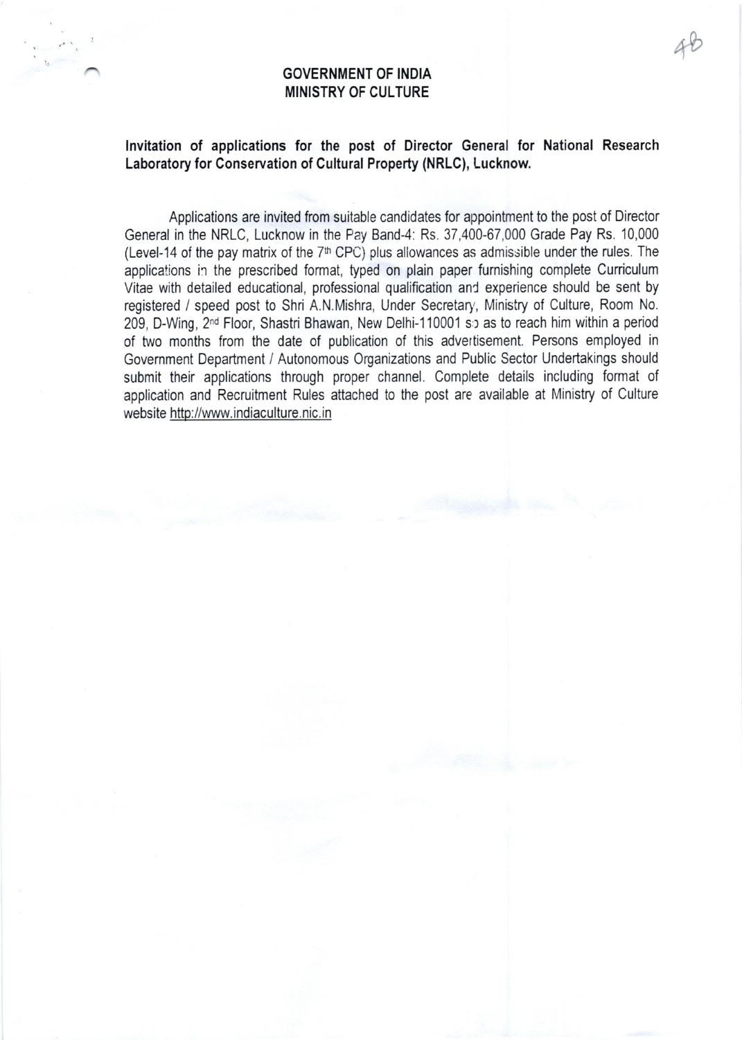**GOVERNMENT OF INDIA**
**MINISTRY OF CULTURE**

**Invitation of applications for the post of Director General for National Research Laboratory for Conservation of Cultural Property (NRLC), Lucknow.**

Applications are invited from suitable candidates for appointment to the post of Director General in the NRLC, Lucknow in the Pay Band-4: Rs. 37,400-67,000 Grade Pay Rs. 10,000 (Level-14 of the pay matrix of the 7th CPC) plus allowances as admissible under the rules. The applications in the prescribed format, typed on plain paper furnishing complete Curriculum Vitae with detailed educational, professional qualification and experience should be sent by registered / speed post to Shri A.N.Mishra, Under Secretary, Ministry of Culture, Room No. 209, D-Wing, 2nd Floor, Shastri Bhawan, New Delhi-110001 so as to reach him within a period of two months from the date of publication of this advertisement. Persons employed in Government Department / Autonomous Organizations and Public Sector Undertakings should submit their applications through proper channel. Complete details including format of application and Recruitment Rules attached to the post are available at Ministry of Culture website http://www.indiaculture.nic.in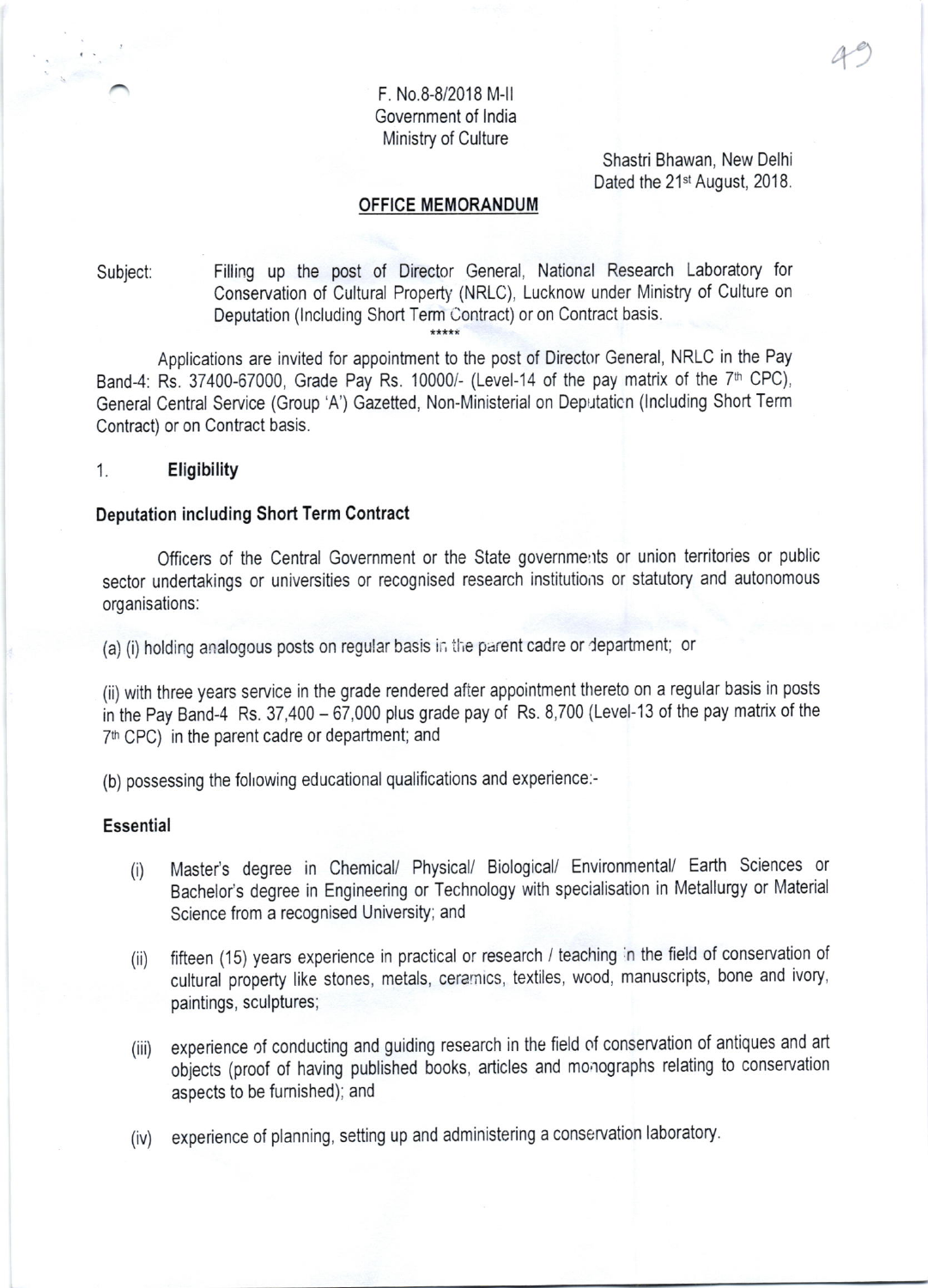F. No.8-8/2018 M-II
Government of India
Ministry of Culture

Shastri Bhawan, New Delhi
Dated the 21st August, 2018.

**OFFICE MEMORANDUM**

Subject: Filling up the post of Director General, National Research Laboratory for Conservation of Cultural Property (NRLC), Lucknow under Ministry of Culture on Deputation (Including Short Term Contract) or on Contract basis.

*****

Applications are invited for appointment to the post of Director General, NRLC in the Pay Band-4: Rs. 37400-67000, Grade Pay Rs. 10000/- (Level-14 of the pay matrix of the 7th CPC), General Central Service (Group 'A') Gazetted, Non-Ministerial on Deputation (Including Short Term Contract) or on Contract basis.

1. **Eligibility**

**Deputation including Short Term Contract**

Officers of the Central Government or the State governments or union territories or public sector undertakings or universities or recognised research institutions or statutory and autonomous organisations:

(a) (i) holding analogous posts on regular basis in the parent cadre or department; or

(ii) with three years service in the grade rendered after appointment thereto on a regular basis in posts in the Pay Band-4 Rs. 37,400 – 67,000 plus grade pay of Rs. 8,700 (Level-13 of the pay matrix of the 7th CPC) in the parent cadre or department; and

(b) possessing the following educational qualifications and experience:-

**Essential**

(i) Master's degree in Chemical/ Physical/ Biological/ Environmental/ Earth Sciences or Bachelor's degree in Engineering or Technology with specialisation in Metallurgy or Material Science from a recognised University; and

(ii) fifteen (15) years experience in practical or research / teaching in the field of conservation of cultural property like stones, metals, ceramics, textiles, wood, manuscripts, bone and ivory, paintings, sculptures;

(iii) experience of conducting and guiding research in the field of conservation of antiques and art objects (proof of having published books, articles and monographs relating to conservation aspects to be furnished); and

(iv) experience of planning, setting up and administering a conservation laboratory.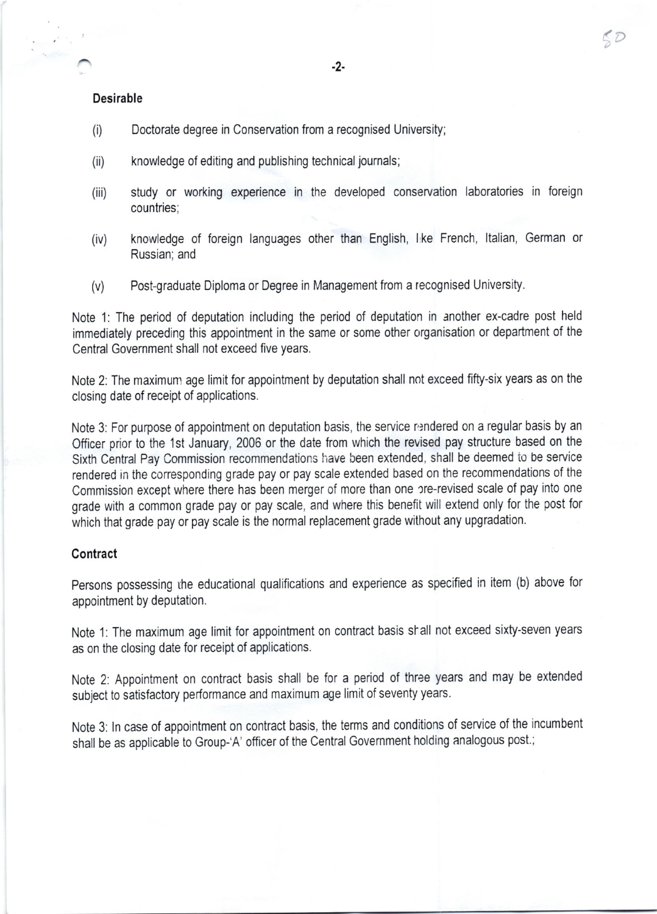**Desirable**

(i) Doctorate degree in Conservation from a recognised University;

(ii) knowledge of editing and publishing technical journals;

(iii) study or working experience in the developed conservation laboratories in foreign countries;

(iv) knowledge of foreign languages other than English, like French, Italian, German or Russian; and

(v) Post-graduate Diploma or Degree in Management from a recognised University.

Note 1: The period of deputation including the period of deputation in another ex-cadre post held immediately preceding this appointment in the same or some other organisation or department of the Central Government shall not exceed five years.

Note 2: The maximum age limit for appointment by deputation shall not exceed fifty-six years as on the closing date of receipt of applications.

Note 3: For purpose of appointment on deputation basis, the service rendered on a regular basis by an Officer prior to the 1st January, 2006 or the date from which the revised pay structure based on the Sixth Central Pay Commission recommendations have been extended, shall be deemed to be service rendered in the corresponding grade pay or pay scale extended based on the recommendations of the Commission except where there has been merger of more than one pre-revised scale of pay into one grade with a common grade pay or pay scale, and where this benefit will extend only for the post for which that grade pay or pay scale is the normal replacement grade without any upgradation.

**Contract**

Persons possessing the educational qualifications and experience as specified in item (b) above for appointment by deputation.

Note 1: The maximum age limit for appointment on contract basis shall not exceed sixty-seven years as on the closing date for receipt of applications.

Note 2: Appointment on contract basis shall be for a period of three years and may be extended subject to satisfactory performance and maximum age limit of seventy years.

Note 3: In case of appointment on contract basis, the terms and conditions of service of the incumbent shall be as applicable to Group-'A' officer of the Central Government holding analogous post.;